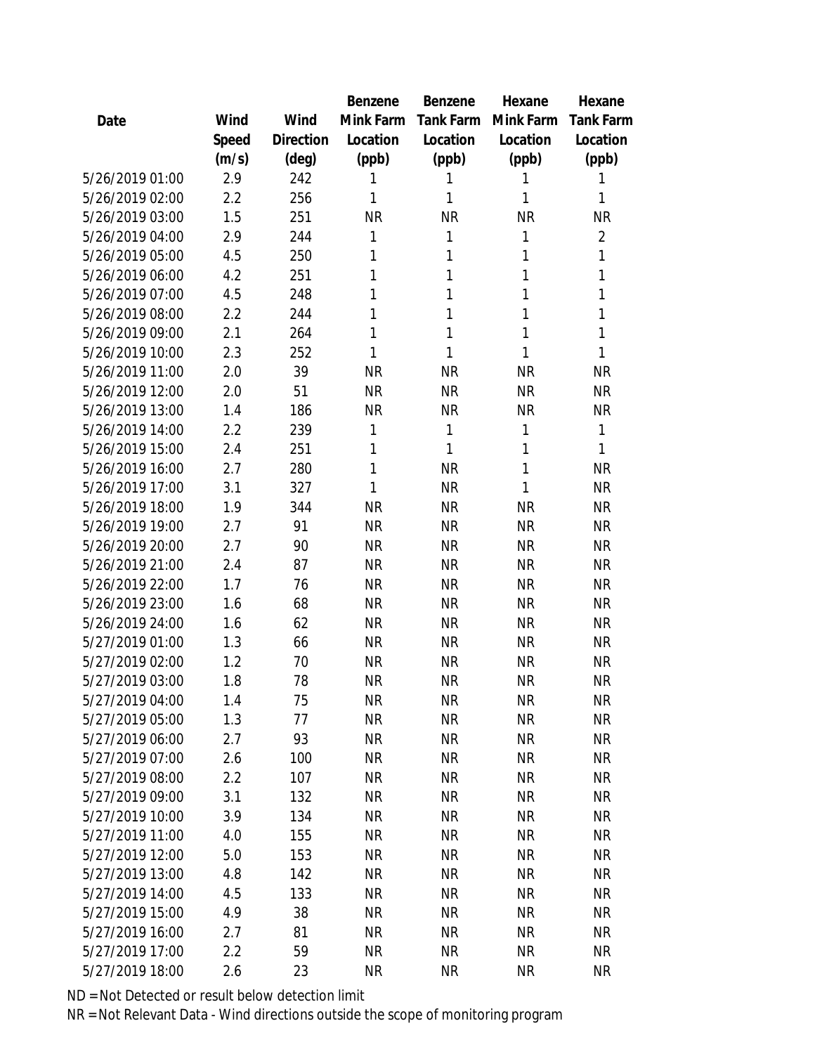| Date | Wind Speed (m/s) | Wind Direction (deg) | Benzene Mink Farm Location (ppb) | Benzene Tank Farm Location (ppb) | Hexane Mink Farm Location (ppb) | Hexane Tank Farm Location (ppb) |
|---|---|---|---|---|---|---|
| 5/26/2019 01:00 | 2.9 | 242 | 1 | 1 | 1 | 1 |
| 5/26/2019 02:00 | 2.2 | 256 | 1 | 1 | 1 | 1 |
| 5/26/2019 03:00 | 1.5 | 251 | NR | NR | NR | NR |
| 5/26/2019 04:00 | 2.9 | 244 | 1 | 1 | 1 | 2 |
| 5/26/2019 05:00 | 4.5 | 250 | 1 | 1 | 1 | 1 |
| 5/26/2019 06:00 | 4.2 | 251 | 1 | 1 | 1 | 1 |
| 5/26/2019 07:00 | 4.5 | 248 | 1 | 1 | 1 | 1 |
| 5/26/2019 08:00 | 2.2 | 244 | 1 | 1 | 1 | 1 |
| 5/26/2019 09:00 | 2.1 | 264 | 1 | 1 | 1 | 1 |
| 5/26/2019 10:00 | 2.3 | 252 | 1 | 1 | 1 | 1 |
| 5/26/2019 11:00 | 2.0 | 39 | NR | NR | NR | NR |
| 5/26/2019 12:00 | 2.0 | 51 | NR | NR | NR | NR |
| 5/26/2019 13:00 | 1.4 | 186 | NR | NR | NR | NR |
| 5/26/2019 14:00 | 2.2 | 239 | 1 | 1 | 1 | 1 |
| 5/26/2019 15:00 | 2.4 | 251 | 1 | 1 | 1 | 1 |
| 5/26/2019 16:00 | 2.7 | 280 | 1 | NR | 1 | NR |
| 5/26/2019 17:00 | 3.1 | 327 | 1 | NR | 1 | NR |
| 5/26/2019 18:00 | 1.9 | 344 | NR | NR | NR | NR |
| 5/26/2019 19:00 | 2.7 | 91 | NR | NR | NR | NR |
| 5/26/2019 20:00 | 2.7 | 90 | NR | NR | NR | NR |
| 5/26/2019 21:00 | 2.4 | 87 | NR | NR | NR | NR |
| 5/26/2019 22:00 | 1.7 | 76 | NR | NR | NR | NR |
| 5/26/2019 23:00 | 1.6 | 68 | NR | NR | NR | NR |
| 5/26/2019 24:00 | 1.6 | 62 | NR | NR | NR | NR |
| 5/27/2019 01:00 | 1.3 | 66 | NR | NR | NR | NR |
| 5/27/2019 02:00 | 1.2 | 70 | NR | NR | NR | NR |
| 5/27/2019 03:00 | 1.8 | 78 | NR | NR | NR | NR |
| 5/27/2019 04:00 | 1.4 | 75 | NR | NR | NR | NR |
| 5/27/2019 05:00 | 1.3 | 77 | NR | NR | NR | NR |
| 5/27/2019 06:00 | 2.7 | 93 | NR | NR | NR | NR |
| 5/27/2019 07:00 | 2.6 | 100 | NR | NR | NR | NR |
| 5/27/2019 08:00 | 2.2 | 107 | NR | NR | NR | NR |
| 5/27/2019 09:00 | 3.1 | 132 | NR | NR | NR | NR |
| 5/27/2019 10:00 | 3.9 | 134 | NR | NR | NR | NR |
| 5/27/2019 11:00 | 4.0 | 155 | NR | NR | NR | NR |
| 5/27/2019 12:00 | 5.0 | 153 | NR | NR | NR | NR |
| 5/27/2019 13:00 | 4.8 | 142 | NR | NR | NR | NR |
| 5/27/2019 14:00 | 4.5 | 133 | NR | NR | NR | NR |
| 5/27/2019 15:00 | 4.9 | 38 | NR | NR | NR | NR |
| 5/27/2019 16:00 | 2.7 | 81 | NR | NR | NR | NR |
| 5/27/2019 17:00 | 2.2 | 59 | NR | NR | NR | NR |
| 5/27/2019 18:00 | 2.6 | 23 | NR | NR | NR | NR |

ND = Not Detected or result below detection limit

NR = Not Relevant Data - Wind directions outside the scope of monitoring program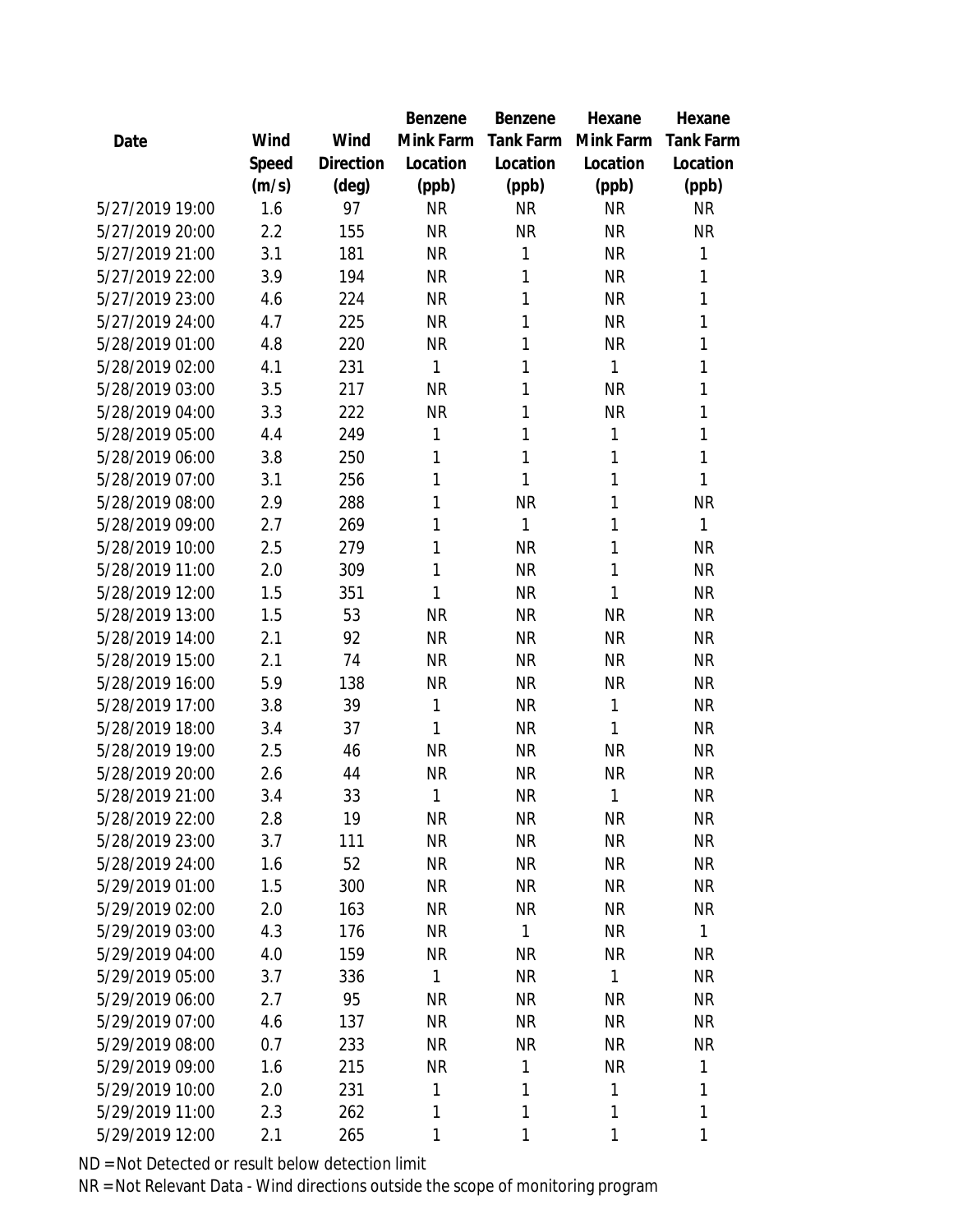| Date | Wind Speed (m/s) | Wind Direction (deg) | Benzene Mink Farm Location (ppb) | Benzene Tank Farm Location (ppb) | Hexane Mink Farm Location (ppb) | Hexane Tank Farm Location (ppb) |
|---|---|---|---|---|---|---|
| 5/27/2019 19:00 | 1.6 | 97 | NR | NR | NR | NR |
| 5/27/2019 20:00 | 2.2 | 155 | NR | NR | NR | NR |
| 5/27/2019 21:00 | 3.1 | 181 | NR | 1 | NR | 1 |
| 5/27/2019 22:00 | 3.9 | 194 | NR | 1 | NR | 1 |
| 5/27/2019 23:00 | 4.6 | 224 | NR | 1 | NR | 1 |
| 5/27/2019 24:00 | 4.7 | 225 | NR | 1 | NR | 1 |
| 5/28/2019 01:00 | 4.8 | 220 | NR | 1 | NR | 1 |
| 5/28/2019 02:00 | 4.1 | 231 | 1 | 1 | 1 | 1 |
| 5/28/2019 03:00 | 3.5 | 217 | NR | 1 | NR | 1 |
| 5/28/2019 04:00 | 3.3 | 222 | NR | 1 | NR | 1 |
| 5/28/2019 05:00 | 4.4 | 249 | 1 | 1 | 1 | 1 |
| 5/28/2019 06:00 | 3.8 | 250 | 1 | 1 | 1 | 1 |
| 5/28/2019 07:00 | 3.1 | 256 | 1 | 1 | 1 | 1 |
| 5/28/2019 08:00 | 2.9 | 288 | 1 | NR | 1 | NR |
| 5/28/2019 09:00 | 2.7 | 269 | 1 | 1 | 1 | 1 |
| 5/28/2019 10:00 | 2.5 | 279 | 1 | NR | 1 | NR |
| 5/28/2019 11:00 | 2.0 | 309 | 1 | NR | 1 | NR |
| 5/28/2019 12:00 | 1.5 | 351 | 1 | NR | 1 | NR |
| 5/28/2019 13:00 | 1.5 | 53 | NR | NR | NR | NR |
| 5/28/2019 14:00 | 2.1 | 92 | NR | NR | NR | NR |
| 5/28/2019 15:00 | 2.1 | 74 | NR | NR | NR | NR |
| 5/28/2019 16:00 | 5.9 | 138 | NR | NR | NR | NR |
| 5/28/2019 17:00 | 3.8 | 39 | 1 | NR | 1 | NR |
| 5/28/2019 18:00 | 3.4 | 37 | 1 | NR | 1 | NR |
| 5/28/2019 19:00 | 2.5 | 46 | NR | NR | NR | NR |
| 5/28/2019 20:00 | 2.6 | 44 | NR | NR | NR | NR |
| 5/28/2019 21:00 | 3.4 | 33 | 1 | NR | 1 | NR |
| 5/28/2019 22:00 | 2.8 | 19 | NR | NR | NR | NR |
| 5/28/2019 23:00 | 3.7 | 111 | NR | NR | NR | NR |
| 5/28/2019 24:00 | 1.6 | 52 | NR | NR | NR | NR |
| 5/29/2019 01:00 | 1.5 | 300 | NR | NR | NR | NR |
| 5/29/2019 02:00 | 2.0 | 163 | NR | NR | NR | NR |
| 5/29/2019 03:00 | 4.3 | 176 | NR | 1 | NR | 1 |
| 5/29/2019 04:00 | 4.0 | 159 | NR | NR | NR | NR |
| 5/29/2019 05:00 | 3.7 | 336 | 1 | NR | 1 | NR |
| 5/29/2019 06:00 | 2.7 | 95 | NR | NR | NR | NR |
| 5/29/2019 07:00 | 4.6 | 137 | NR | NR | NR | NR |
| 5/29/2019 08:00 | 0.7 | 233 | NR | NR | NR | NR |
| 5/29/2019 09:00 | 1.6 | 215 | NR | 1 | NR | 1 |
| 5/29/2019 10:00 | 2.0 | 231 | 1 | 1 | 1 | 1 |
| 5/29/2019 11:00 | 2.3 | 262 | 1 | 1 | 1 | 1 |
| 5/29/2019 12:00 | 2.1 | 265 | 1 | 1 | 1 | 1 |

ND = Not Detected or result below detection limit

NR = Not Relevant Data - Wind directions outside the scope of monitoring program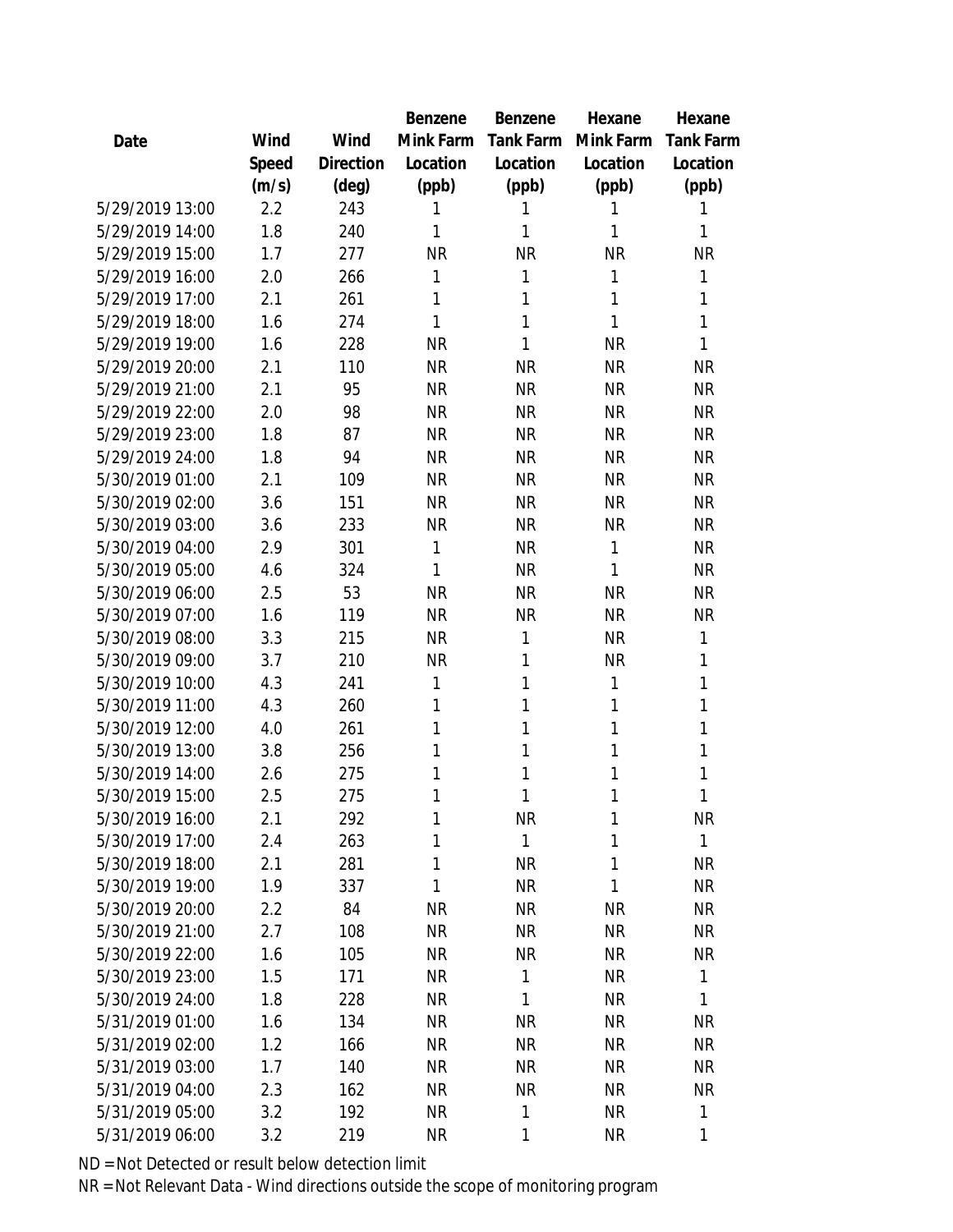| Date | Wind Speed (m/s) | Wind Direction (deg) | Benzene Mink Farm Location (ppb) | Benzene Tank Farm Location (ppb) | Hexane Mink Farm Location (ppb) | Hexane Tank Farm Location (ppb) |
|---|---|---|---|---|---|---|
| 5/29/2019 13:00 | 2.2 | 243 | 1 | 1 | 1 | 1 |
| 5/29/2019 14:00 | 1.8 | 240 | 1 | 1 | 1 | 1 |
| 5/29/2019 15:00 | 1.7 | 277 | NR | NR | NR | NR |
| 5/29/2019 16:00 | 2.0 | 266 | 1 | 1 | 1 | 1 |
| 5/29/2019 17:00 | 2.1 | 261 | 1 | 1 | 1 | 1 |
| 5/29/2019 18:00 | 1.6 | 274 | 1 | 1 | 1 | 1 |
| 5/29/2019 19:00 | 1.6 | 228 | NR | 1 | NR | 1 |
| 5/29/2019 20:00 | 2.1 | 110 | NR | NR | NR | NR |
| 5/29/2019 21:00 | 2.1 | 95 | NR | NR | NR | NR |
| 5/29/2019 22:00 | 2.0 | 98 | NR | NR | NR | NR |
| 5/29/2019 23:00 | 1.8 | 87 | NR | NR | NR | NR |
| 5/29/2019 24:00 | 1.8 | 94 | NR | NR | NR | NR |
| 5/30/2019 01:00 | 2.1 | 109 | NR | NR | NR | NR |
| 5/30/2019 02:00 | 3.6 | 151 | NR | NR | NR | NR |
| 5/30/2019 03:00 | 3.6 | 233 | NR | NR | NR | NR |
| 5/30/2019 04:00 | 2.9 | 301 | 1 | NR | 1 | NR |
| 5/30/2019 05:00 | 4.6 | 324 | 1 | NR | 1 | NR |
| 5/30/2019 06:00 | 2.5 | 53 | NR | NR | NR | NR |
| 5/30/2019 07:00 | 1.6 | 119 | NR | NR | NR | NR |
| 5/30/2019 08:00 | 3.3 | 215 | NR | 1 | NR | 1 |
| 5/30/2019 09:00 | 3.7 | 210 | NR | 1 | NR | 1 |
| 5/30/2019 10:00 | 4.3 | 241 | 1 | 1 | 1 | 1 |
| 5/30/2019 11:00 | 4.3 | 260 | 1 | 1 | 1 | 1 |
| 5/30/2019 12:00 | 4.0 | 261 | 1 | 1 | 1 | 1 |
| 5/30/2019 13:00 | 3.8 | 256 | 1 | 1 | 1 | 1 |
| 5/30/2019 14:00 | 2.6 | 275 | 1 | 1 | 1 | 1 |
| 5/30/2019 15:00 | 2.5 | 275 | 1 | 1 | 1 | 1 |
| 5/30/2019 16:00 | 2.1 | 292 | 1 | NR | 1 | NR |
| 5/30/2019 17:00 | 2.4 | 263 | 1 | 1 | 1 | 1 |
| 5/30/2019 18:00 | 2.1 | 281 | 1 | NR | 1 | NR |
| 5/30/2019 19:00 | 1.9 | 337 | 1 | NR | 1 | NR |
| 5/30/2019 20:00 | 2.2 | 84 | NR | NR | NR | NR |
| 5/30/2019 21:00 | 2.7 | 108 | NR | NR | NR | NR |
| 5/30/2019 22:00 | 1.6 | 105 | NR | NR | NR | NR |
| 5/30/2019 23:00 | 1.5 | 171 | NR | 1 | NR | 1 |
| 5/30/2019 24:00 | 1.8 | 228 | NR | 1 | NR | 1 |
| 5/31/2019 01:00 | 1.6 | 134 | NR | NR | NR | NR |
| 5/31/2019 02:00 | 1.2 | 166 | NR | NR | NR | NR |
| 5/31/2019 03:00 | 1.7 | 140 | NR | NR | NR | NR |
| 5/31/2019 04:00 | 2.3 | 162 | NR | NR | NR | NR |
| 5/31/2019 05:00 | 3.2 | 192 | NR | 1 | NR | 1 |
| 5/31/2019 06:00 | 3.2 | 219 | NR | 1 | NR | 1 |

ND = Not Detected or result below detection limit

NR = Not Relevant Data - Wind directions outside the scope of monitoring program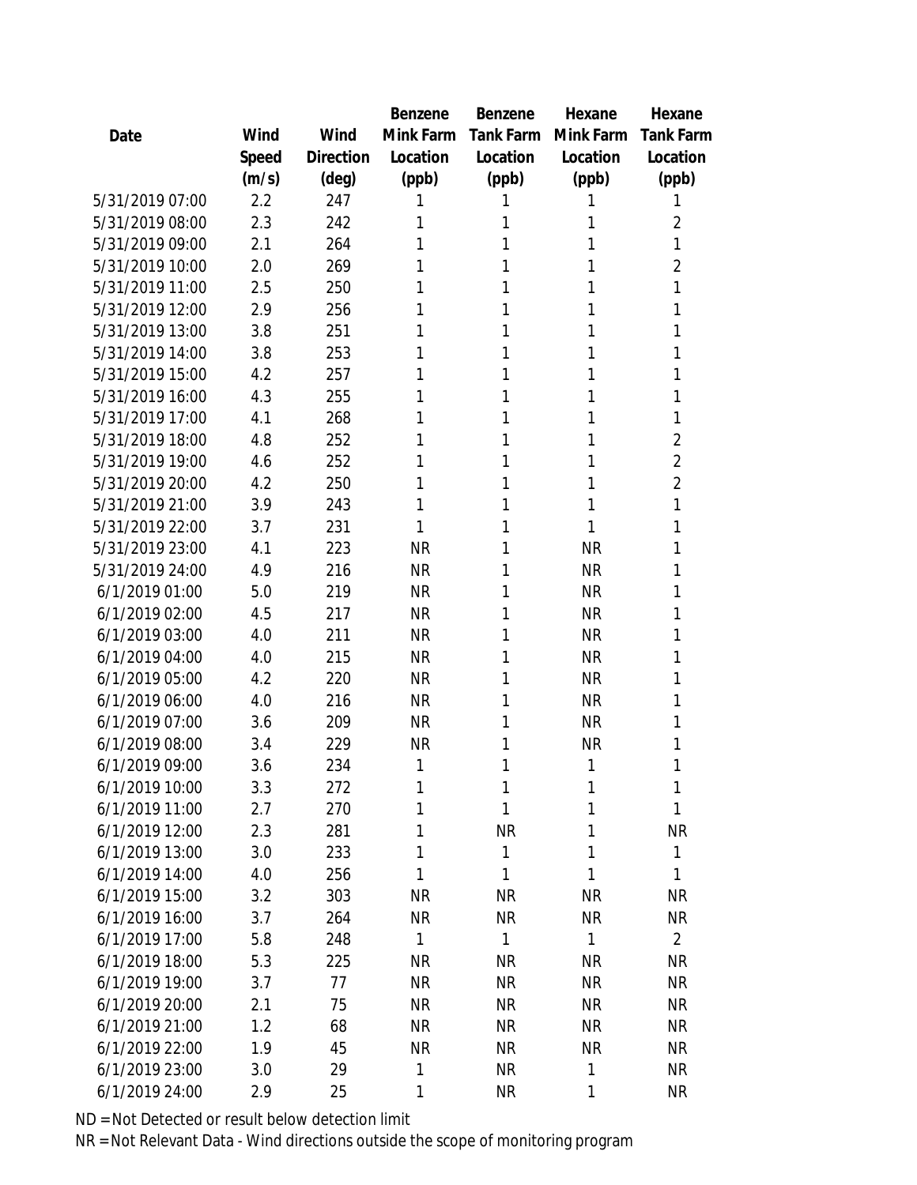| Date | Wind Speed (m/s) | Wind Direction (deg) | Benzene Mink Farm Location (ppb) | Benzene Tank Farm Location (ppb) | Hexane Mink Farm Location (ppb) | Hexane Tank Farm Location (ppb) |
|---|---|---|---|---|---|---|
| 5/31/2019 07:00 | 2.2 | 247 | 1 | 1 | 1 | 1 |
| 5/31/2019 08:00 | 2.3 | 242 | 1 | 1 | 1 | 2 |
| 5/31/2019 09:00 | 2.1 | 264 | 1 | 1 | 1 | 1 |
| 5/31/2019 10:00 | 2.0 | 269 | 1 | 1 | 1 | 2 |
| 5/31/2019 11:00 | 2.5 | 250 | 1 | 1 | 1 | 1 |
| 5/31/2019 12:00 | 2.9 | 256 | 1 | 1 | 1 | 1 |
| 5/31/2019 13:00 | 3.8 | 251 | 1 | 1 | 1 | 1 |
| 5/31/2019 14:00 | 3.8 | 253 | 1 | 1 | 1 | 1 |
| 5/31/2019 15:00 | 4.2 | 257 | 1 | 1 | 1 | 1 |
| 5/31/2019 16:00 | 4.3 | 255 | 1 | 1 | 1 | 1 |
| 5/31/2019 17:00 | 4.1 | 268 | 1 | 1 | 1 | 1 |
| 5/31/2019 18:00 | 4.8 | 252 | 1 | 1 | 1 | 2 |
| 5/31/2019 19:00 | 4.6 | 252 | 1 | 1 | 1 | 2 |
| 5/31/2019 20:00 | 4.2 | 250 | 1 | 1 | 1 | 2 |
| 5/31/2019 21:00 | 3.9 | 243 | 1 | 1 | 1 | 1 |
| 5/31/2019 22:00 | 3.7 | 231 | 1 | 1 | 1 | 1 |
| 5/31/2019 23:00 | 4.1 | 223 | NR | 1 | NR | 1 |
| 5/31/2019 24:00 | 4.9 | 216 | NR | 1 | NR | 1 |
| 6/1/2019 01:00 | 5.0 | 219 | NR | 1 | NR | 1 |
| 6/1/2019 02:00 | 4.5 | 217 | NR | 1 | NR | 1 |
| 6/1/2019 03:00 | 4.0 | 211 | NR | 1 | NR | 1 |
| 6/1/2019 04:00 | 4.0 | 215 | NR | 1 | NR | 1 |
| 6/1/2019 05:00 | 4.2 | 220 | NR | 1 | NR | 1 |
| 6/1/2019 06:00 | 4.0 | 216 | NR | 1 | NR | 1 |
| 6/1/2019 07:00 | 3.6 | 209 | NR | 1 | NR | 1 |
| 6/1/2019 08:00 | 3.4 | 229 | NR | 1 | NR | 1 |
| 6/1/2019 09:00 | 3.6 | 234 | 1 | 1 | 1 | 1 |
| 6/1/2019 10:00 | 3.3 | 272 | 1 | 1 | 1 | 1 |
| 6/1/2019 11:00 | 2.7 | 270 | 1 | 1 | 1 | 1 |
| 6/1/2019 12:00 | 2.3 | 281 | 1 | NR | 1 | NR |
| 6/1/2019 13:00 | 3.0 | 233 | 1 | 1 | 1 | 1 |
| 6/1/2019 14:00 | 4.0 | 256 | 1 | 1 | 1 | 1 |
| 6/1/2019 15:00 | 3.2 | 303 | NR | NR | NR | NR |
| 6/1/2019 16:00 | 3.7 | 264 | NR | NR | NR | NR |
| 6/1/2019 17:00 | 5.8 | 248 | 1 | 1 | 1 | 2 |
| 6/1/2019 18:00 | 5.3 | 225 | NR | NR | NR | NR |
| 6/1/2019 19:00 | 3.7 | 77 | NR | NR | NR | NR |
| 6/1/2019 20:00 | 2.1 | 75 | NR | NR | NR | NR |
| 6/1/2019 21:00 | 1.2 | 68 | NR | NR | NR | NR |
| 6/1/2019 22:00 | 1.9 | 45 | NR | NR | NR | NR |
| 6/1/2019 23:00 | 3.0 | 29 | 1 | NR | 1 | NR |
| 6/1/2019 24:00 | 2.9 | 25 | 1 | NR | 1 | NR |

ND = Not Detected or result below detection limit
NR = Not Relevant Data - Wind directions outside the scope of monitoring program